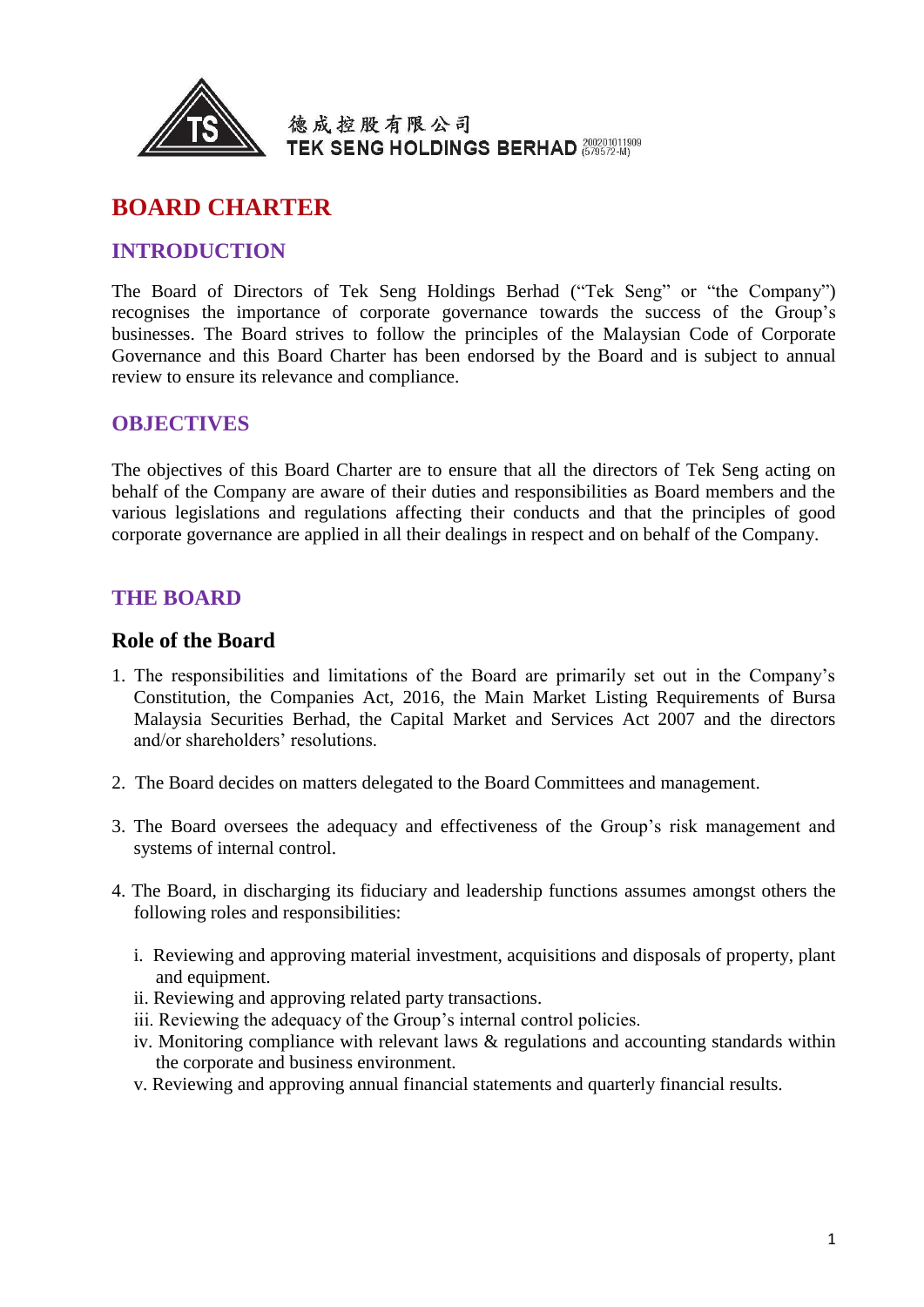德成控股有限公司
TEK SENG HOLDINGS BERHAD 200201011909 (579572-M)

# BOARD CHARTER

## INTRODUCTION

The Board of Directors of Tek Seng Holdings Berhad ("Tek Seng" or "the Company") recognises the importance of corporate governance towards the success of the Group's businesses. The Board strives to follow the principles of the Malaysian Code of Corporate Governance and this Board Charter has been endorsed by the Board and is subject to annual review to ensure its relevance and compliance.

## OBJECTIVES

The objectives of this Board Charter are to ensure that all the directors of Tek Seng acting on behalf of the Company are aware of their duties and responsibilities as Board members and the various legislations and regulations affecting their conducts and that the principles of good corporate governance are applied in all their dealings in respect and on behalf of the Company.

## THE BOARD

### Role of the Board

1. The responsibilities and limitations of the Board are primarily set out in the Company's Constitution, the Companies Act, 2016, the Main Market Listing Requirements of Bursa Malaysia Securities Berhad, the Capital Market and Services Act 2007 and the directors and/or shareholders' resolutions.

2. The Board decides on matters delegated to the Board Committees and management.

3. The Board oversees the adequacy and effectiveness of the Group's risk management and systems of internal control.

4. The Board, in discharging its fiduciary and leadership functions assumes amongst others the following roles and responsibilities:

   i. Reviewing and approving material investment, acquisitions and disposals of property, plant and equipment.
   ii. Reviewing and approving related party transactions.
   iii. Reviewing the adequacy of the Group's internal control policies.
   iv. Monitoring compliance with relevant laws & regulations and accounting standards within the corporate and business environment.
   v. Reviewing and approving annual financial statements and quarterly financial results.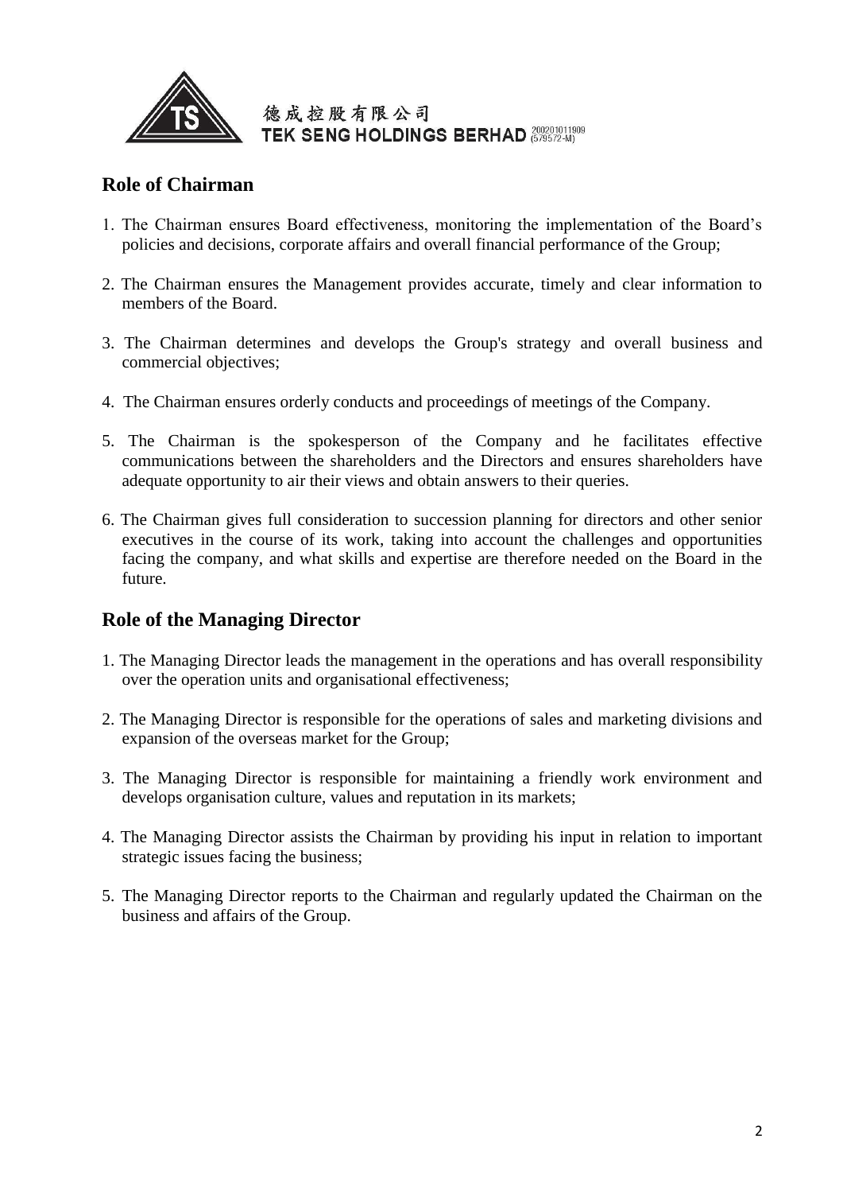## Role of Chairman

1. The Chairman ensures Board effectiveness, monitoring the implementation of the Board's policies and decisions, corporate affairs and overall financial performance of the Group;

2. The Chairman ensures the Management provides accurate, timely and clear information to members of the Board.

3. The Chairman determines and develops the Group's strategy and overall business and commercial objectives;

4. The Chairman ensures orderly conducts and proceedings of meetings of the Company.

5. The Chairman is the spokesperson of the Company and he facilitates effective communications between the shareholders and the Directors and ensures shareholders have adequate opportunity to air their views and obtain answers to their queries.

6. The Chairman gives full consideration to succession planning for directors and other senior executives in the course of its work, taking into account the challenges and opportunities facing the company, and what skills and expertise are therefore needed on the Board in the future.

## Role of the Managing Director

1. The Managing Director leads the management in the operations and has overall responsibility over the operation units and organisational effectiveness;

2. The Managing Director is responsible for the operations of sales and marketing divisions and expansion of the overseas market for the Group;

3. The Managing Director is responsible for maintaining a friendly work environment and develops organisation culture, values and reputation in its markets;

4. The Managing Director assists the Chairman by providing his input in relation to important strategic issues facing the business;

5. The Managing Director reports to the Chairman and regularly updated the Chairman on the business and affairs of the Group.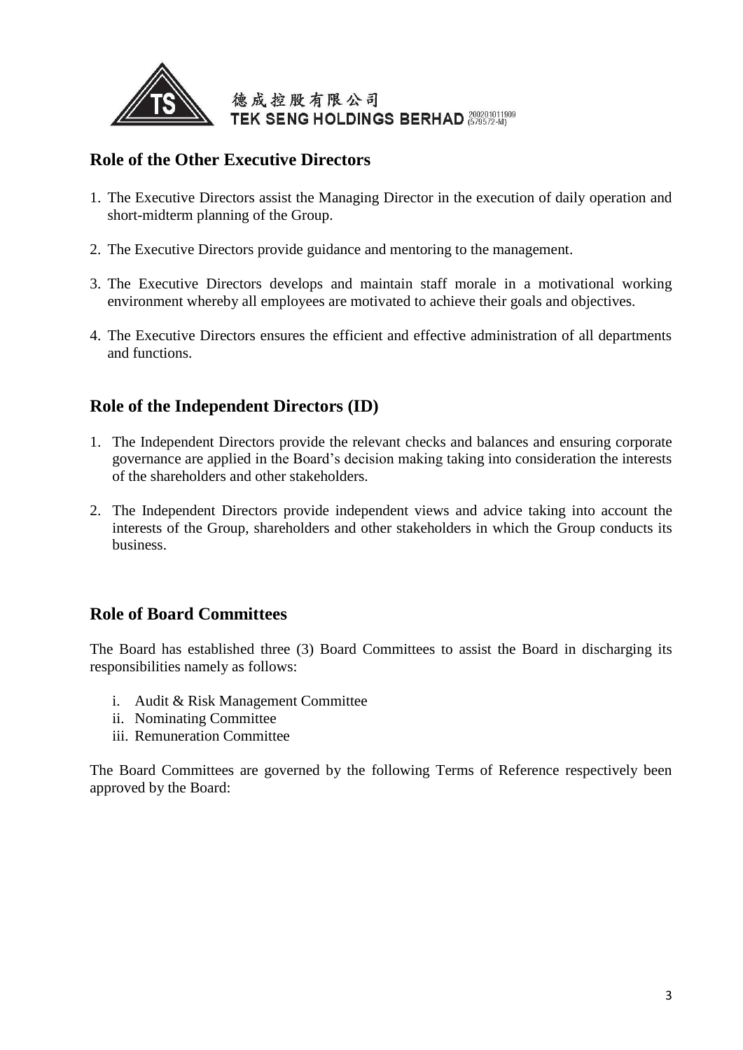## Role of the Other Executive Directors

1. The Executive Directors assist the Managing Director in the execution of daily operation and short-midterm planning of the Group.
2. The Executive Directors provide guidance and mentoring to the management.
3. The Executive Directors develops and maintain staff morale in a motivational working environment whereby all employees are motivated to achieve their goals and objectives.
4. The Executive Directors ensures the efficient and effective administration of all departments and functions.

## Role of the Independent Directors (ID)

1. The Independent Directors provide the relevant checks and balances and ensuring corporate governance are applied in the Board's decision making taking into consideration the interests of the shareholders and other stakeholders.
2. The Independent Directors provide independent views and advice taking into account the interests of the Group, shareholders and other stakeholders in which the Group conducts its business.

## Role of Board Committees

The Board has established three (3) Board Committees to assist the Board in discharging its responsibilities namely as follows:

i. Audit & Risk Management Committee
ii. Nominating Committee
iii. Remuneration Committee

The Board Committees are governed by the following Terms of Reference respectively been approved by the Board: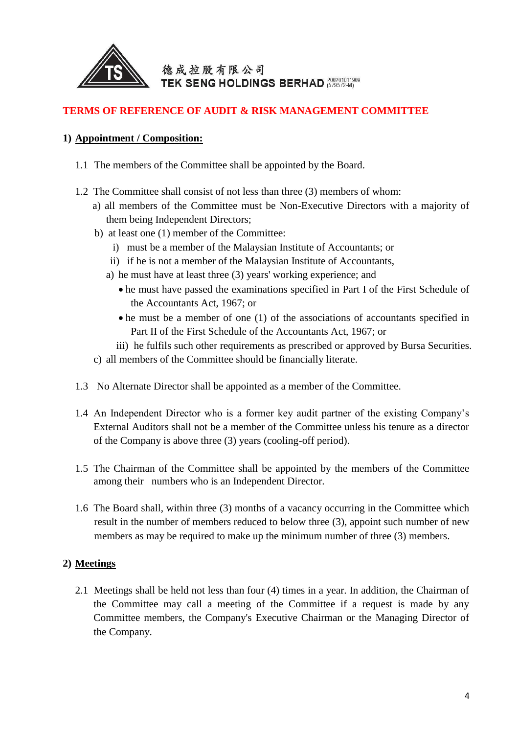德成控股有限公司
TEK SENG HOLDINGS BERHAD 200201011909 (579572-M)

# TERMS OF REFERENCE OF AUDIT & RISK MANAGEMENT COMMITTEE

## 1) Appointment / Composition:

1.1 The members of the Committee shall be appointed by the Board.

1.2 The Committee shall consist of not less than three (3) members of whom:

a) all members of the Committee must be Non-Executive Directors with a majority of them being Independent Directors;

b) at least one (1) member of the Committee:

i) must be a member of the Malaysian Institute of Accountants; or

ii) if he is not a member of the Malaysian Institute of Accountants,

a) he must have at least three (3) years' working experience; and

- he must have passed the examinations specified in Part I of the First Schedule of the Accountants Act, 1967; or
- he must be a member of one (1) of the associations of accountants specified in Part II of the First Schedule of the Accountants Act, 1967; or

iii) he fulfils such other requirements as prescribed or approved by Bursa Securities.

c) all members of the Committee should be financially literate.

1.3 No Alternate Director shall be appointed as a member of the Committee.

1.4 An Independent Director who is a former key audit partner of the existing Company's External Auditors shall not be a member of the Committee unless his tenure as a director of the Company is above three (3) years (cooling-off period).

1.5 The Chairman of the Committee shall be appointed by the members of the Committee among their numbers who is an Independent Director.

1.6 The Board shall, within three (3) months of a vacancy occurring in the Committee which result in the number of members reduced to below three (3), appoint such number of new members as may be required to make up the minimum number of three (3) members.

## 2) Meetings

2.1 Meetings shall be held not less than four (4) times in a year. In addition, the Chairman of the Committee may call a meeting of the Committee if a request is made by any Committee members, the Company's Executive Chairman or the Managing Director of the Company.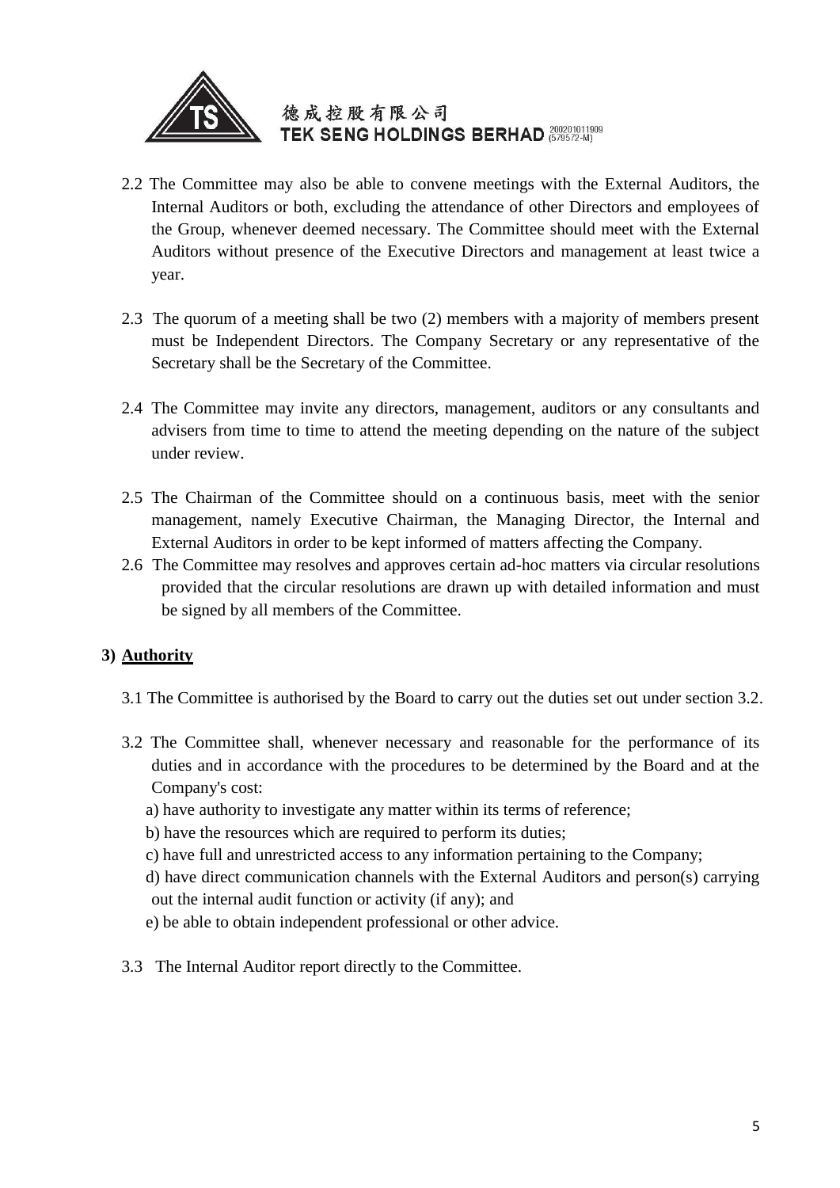2.2 The Committee may also be able to convene meetings with the External Auditors, the Internal Auditors or both, excluding the attendance of other Directors and employees of the Group, whenever deemed necessary. The Committee should meet with the External Auditors without presence of the Executive Directors and management at least twice a year.

2.3 The quorum of a meeting shall be two (2) members with a majority of members present must be Independent Directors. The Company Secretary or any representative of the Secretary shall be the Secretary of the Committee.

2.4 The Committee may invite any directors, management, auditors or any consultants and advisers from time to time to attend the meeting depending on the nature of the subject under review.

2.5 The Chairman of the Committee should on a continuous basis, meet with the senior management, namely Executive Chairman, the Managing Director, the Internal and External Auditors in order to be kept informed of matters affecting the Company.

2.6 The Committee may resolves and approves certain ad-hoc matters via circular resolutions provided that the circular resolutions are drawn up with detailed information and must be signed by all members of the Committee.

## 3) Authority

3.1 The Committee is authorised by the Board to carry out the duties set out under section 3.2.

3.2 The Committee shall, whenever necessary and reasonable for the performance of its duties and in accordance with the procedures to be determined by the Board and at the Company's cost:

a) have authority to investigate any matter within its terms of reference;

b) have the resources which are required to perform its duties;

c) have full and unrestricted access to any information pertaining to the Company;

d) have direct communication channels with the External Auditors and person(s) carrying out the internal audit function or activity (if any); and

e) be able to obtain independent professional or other advice.

3.3 The Internal Auditor report directly to the Committee.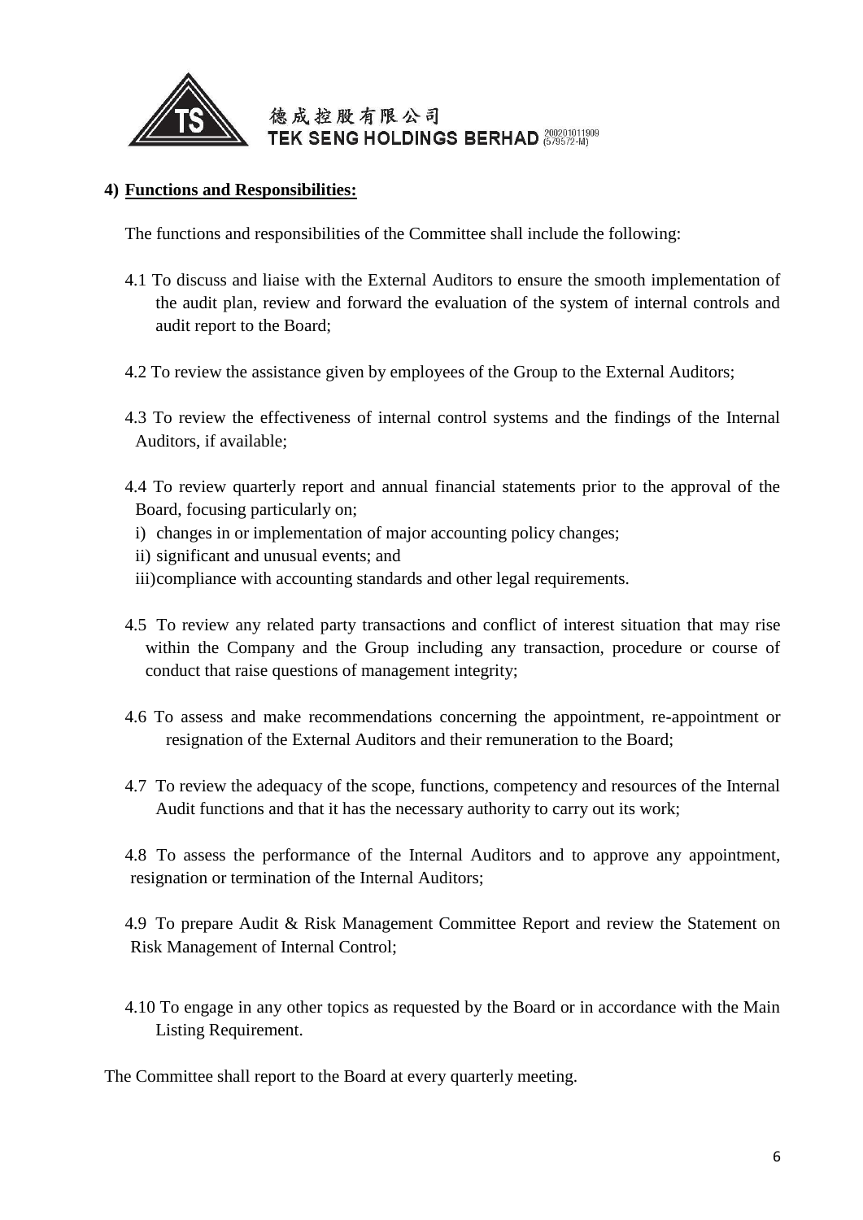#### 4) **Functions and Responsibilities:**

The functions and responsibilities of the Committee shall include the following:

4.1 To discuss and liaise with the External Auditors to ensure the smooth implementation of the audit plan, review and forward the evaluation of the system of internal controls and audit report to the Board;

4.2 To review the assistance given by employees of the Group to the External Auditors;

4.3 To review the effectiveness of internal control systems and the findings of the Internal Auditors, if available;

4.4 To review quarterly report and annual financial statements prior to the approval of the Board, focusing particularly on;

i) changes in or implementation of major accounting policy changes;
ii) significant and unusual events; and
iii) compliance with accounting standards and other legal requirements.

4.5 To review any related party transactions and conflict of interest situation that may rise within the Company and the Group including any transaction, procedure or course of conduct that raise questions of management integrity;

4.6 To assess and make recommendations concerning the appointment, re-appointment or resignation of the External Auditors and their remuneration to the Board;

4.7 To review the adequacy of the scope, functions, competency and resources of the Internal Audit functions and that it has the necessary authority to carry out its work;

4.8 To assess the performance of the Internal Auditors and to approve any appointment, resignation or termination of the Internal Auditors;

4.9 To prepare Audit & Risk Management Committee Report and review the Statement on Risk Management of Internal Control;

4.10 To engage in any other topics as requested by the Board or in accordance with the Main Listing Requirement.

The Committee shall report to the Board at every quarterly meeting.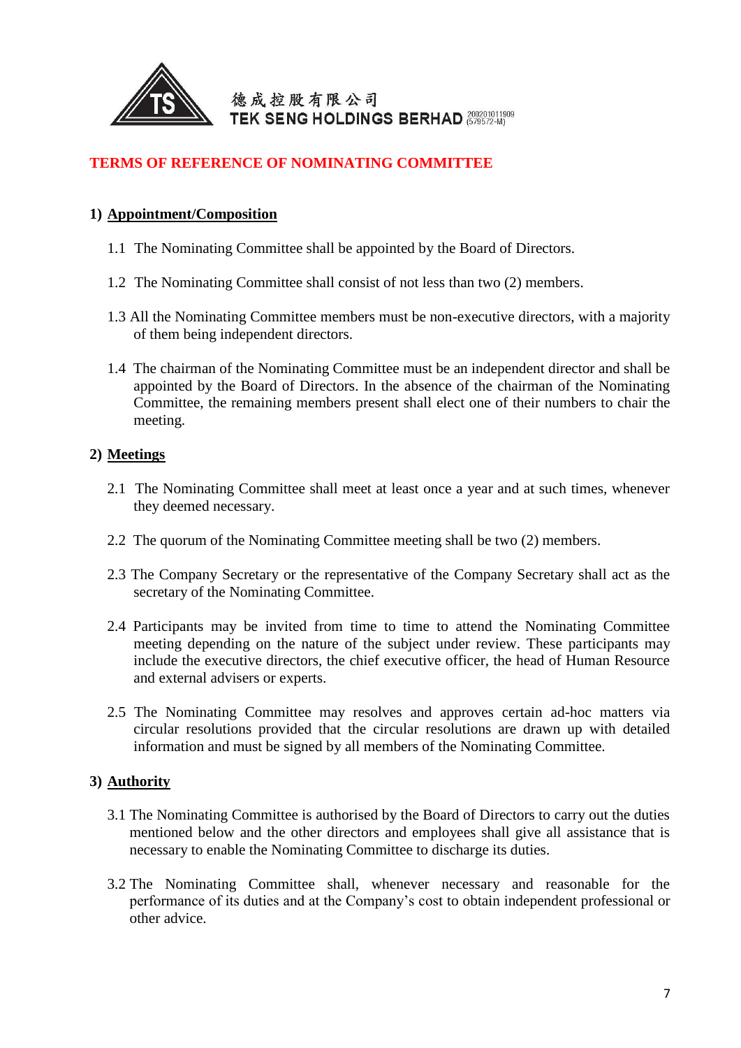德成控股有限公司
TEK SENG HOLDINGS BERHAD 200201011909 (579572-M)

# TERMS OF REFERENCE OF NOMINATING COMMITTEE

## 1) Appointment/Composition

1.1 The Nominating Committee shall be appointed by the Board of Directors.

1.2 The Nominating Committee shall consist of not less than two (2) members.

1.3 All the Nominating Committee members must be non-executive directors, with a majority of them being independent directors.

1.4 The chairman of the Nominating Committee must be an independent director and shall be appointed by the Board of Directors. In the absence of the chairman of the Nominating Committee, the remaining members present shall elect one of their numbers to chair the meeting.

## 2) Meetings

2.1 The Nominating Committee shall meet at least once a year and at such times, whenever they deemed necessary.

2.2 The quorum of the Nominating Committee meeting shall be two (2) members.

2.3 The Company Secretary or the representative of the Company Secretary shall act as the secretary of the Nominating Committee.

2.4 Participants may be invited from time to time to attend the Nominating Committee meeting depending on the nature of the subject under review. These participants may include the executive directors, the chief executive officer, the head of Human Resource and external advisers or experts.

2.5 The Nominating Committee may resolves and approves certain ad-hoc matters via circular resolutions provided that the circular resolutions are drawn up with detailed information and must be signed by all members of the Nominating Committee.

## 3) Authority

3.1 The Nominating Committee is authorised by the Board of Directors to carry out the duties mentioned below and the other directors and employees shall give all assistance that is necessary to enable the Nominating Committee to discharge its duties.

3.2 The Nominating Committee shall, whenever necessary and reasonable for the performance of its duties and at the Company's cost to obtain independent professional or other advice.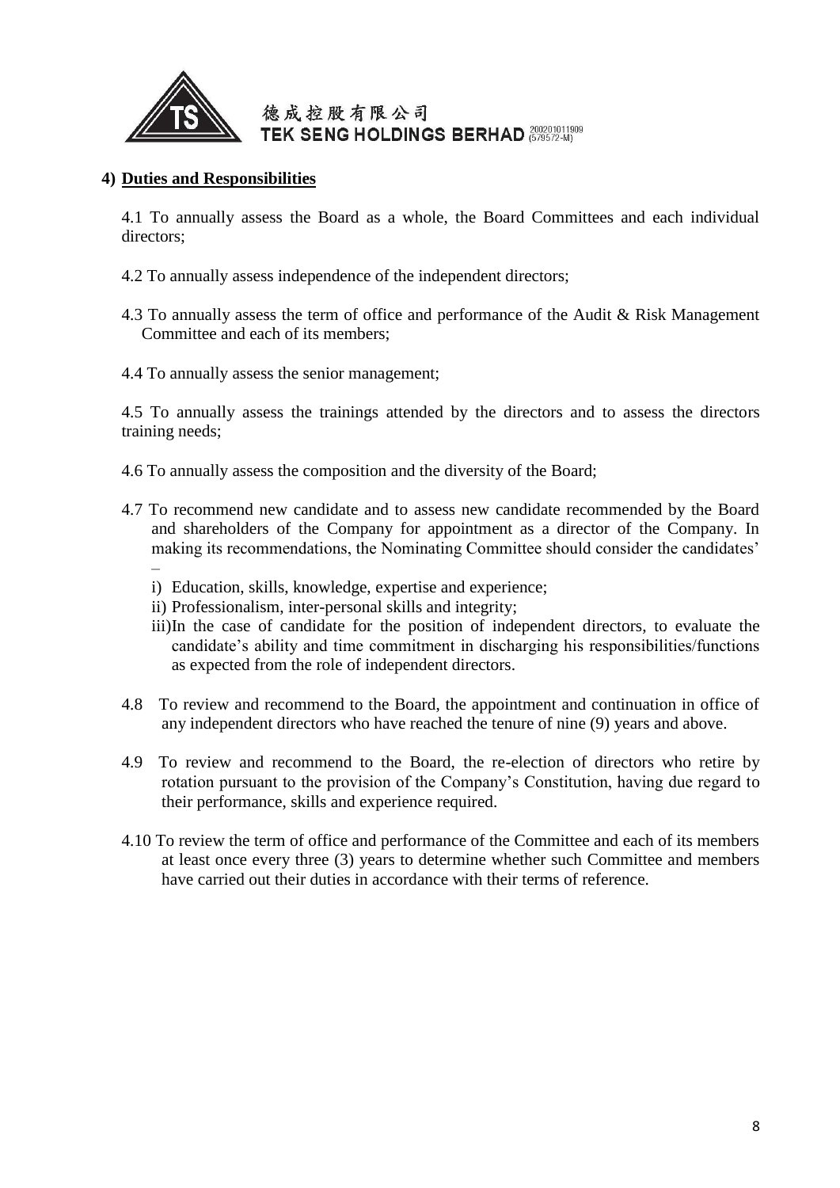## 4) Duties and Responsibilities

4.1 To annually assess the Board as a whole, the Board Committees and each individual directors;

4.2 To annually assess independence of the independent directors;

4.3 To annually assess the term of office and performance of the Audit & Risk Management Committee and each of its members;

4.4 To annually assess the senior management;

4.5 To annually assess the trainings attended by the directors and to assess the directors training needs;

4.6 To annually assess the composition and the diversity of the Board;

4.7 To recommend new candidate and to assess new candidate recommended by the Board and shareholders of the Company for appointment as a director of the Company. In making its recommendations, the Nominating Committee should consider the candidates' –

i) Education, skills, knowledge, expertise and experience;

ii) Professionalism, inter-personal skills and integrity;

iii) In the case of candidate for the position of independent directors, to evaluate the candidate's ability and time commitment in discharging his responsibilities/functions as expected from the role of independent directors.

4.8 To review and recommend to the Board, the appointment and continuation in office of any independent directors who have reached the tenure of nine (9) years and above.

4.9 To review and recommend to the Board, the re-election of directors who retire by rotation pursuant to the provision of the Company's Constitution, having due regard to their performance, skills and experience required.

4.10 To review the term of office and performance of the Committee and each of its members at least once every three (3) years to determine whether such Committee and members have carried out their duties in accordance with their terms of reference.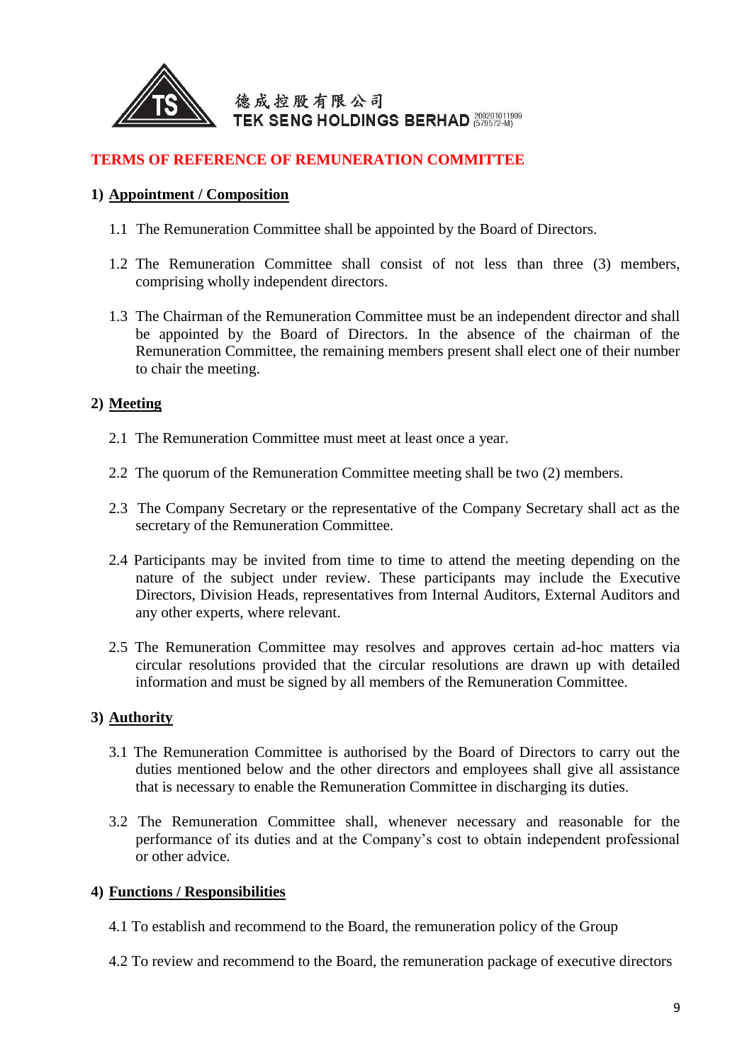德成控股有限公司
TEK SENG HOLDINGS BERHAD 200201011909 (579572-M)

# TERMS OF REFERENCE OF REMUNERATION COMMITTEE

## 1) Appointment / Composition

1.1 The Remuneration Committee shall be appointed by the Board of Directors.

1.2 The Remuneration Committee shall consist of not less than three (3) members, comprising wholly independent directors.

1.3 The Chairman of the Remuneration Committee must be an independent director and shall be appointed by the Board of Directors. In the absence of the chairman of the Remuneration Committee, the remaining members present shall elect one of their number to chair the meeting.

## 2) Meeting

2.1 The Remuneration Committee must meet at least once a year.

2.2 The quorum of the Remuneration Committee meeting shall be two (2) members.

2.3 The Company Secretary or the representative of the Company Secretary shall act as the secretary of the Remuneration Committee.

2.4 Participants may be invited from time to time to attend the meeting depending on the nature of the subject under review. These participants may include the Executive Directors, Division Heads, representatives from Internal Auditors, External Auditors and any other experts, where relevant.

2.5 The Remuneration Committee may resolves and approves certain ad-hoc matters via circular resolutions provided that the circular resolutions are drawn up with detailed information and must be signed by all members of the Remuneration Committee.

## 3) Authority

3.1 The Remuneration Committee is authorised by the Board of Directors to carry out the duties mentioned below and the other directors and employees shall give all assistance that is necessary to enable the Remuneration Committee in discharging its duties.

3.2 The Remuneration Committee shall, whenever necessary and reasonable for the performance of its duties and at the Company's cost to obtain independent professional or other advice.

## 4) Functions / Responsibilities

4.1 To establish and recommend to the Board, the remuneration policy of the Group

4.2 To review and recommend to the Board, the remuneration package of executive directors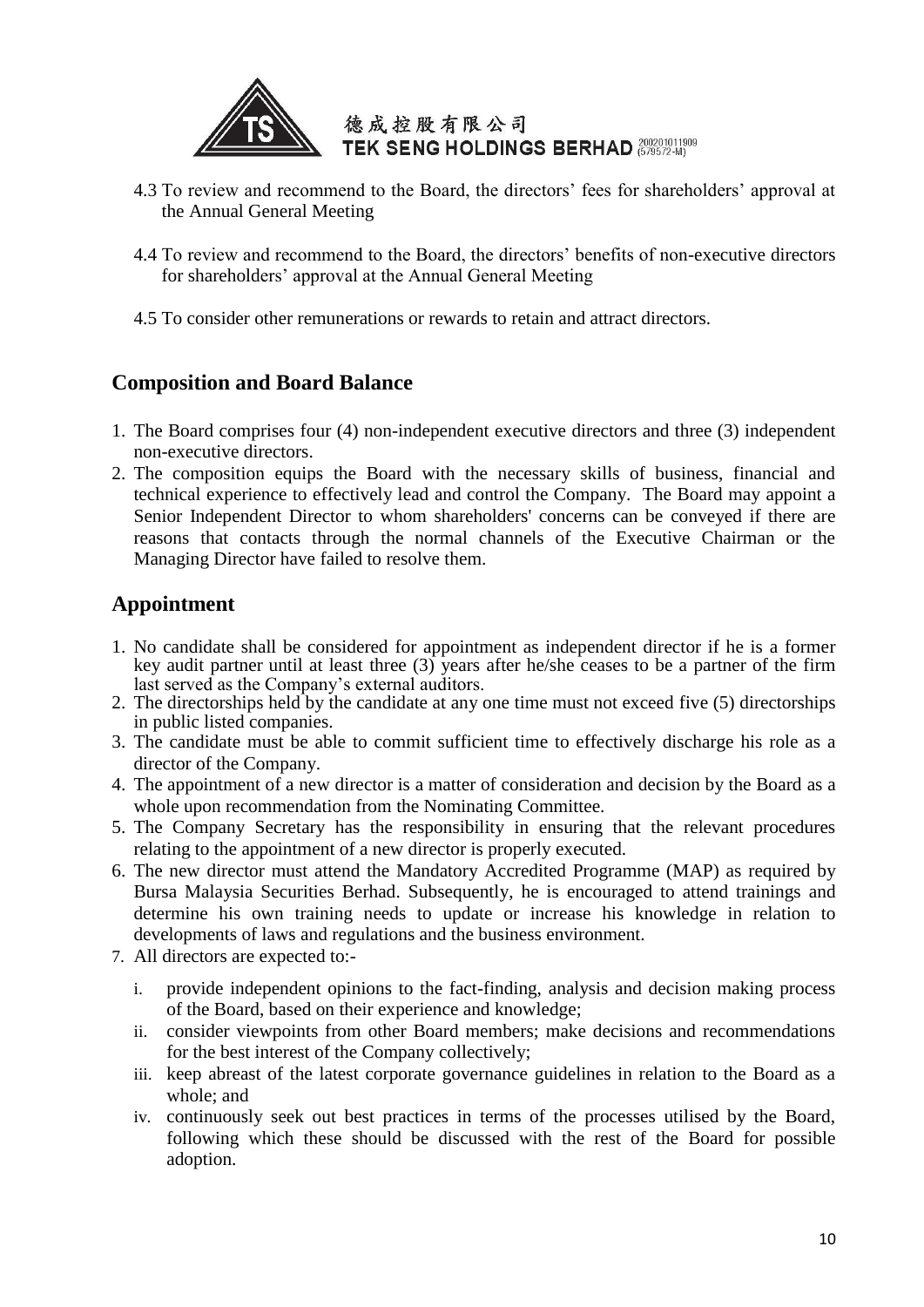4.3 To review and recommend to the Board, the directors' fees for shareholders' approval at the Annual General Meeting

4.4 To review and recommend to the Board, the directors' benefits of non-executive directors for shareholders' approval at the Annual General Meeting

4.5 To consider other remunerations or rewards to retain and attract directors.

## Composition and Board Balance

1. The Board comprises four (4) non-independent executive directors and three (3) independent non-executive directors.
2. The composition equips the Board with the necessary skills of business, financial and technical experience to effectively lead and control the Company. The Board may appoint a Senior Independent Director to whom shareholders' concerns can be conveyed if there are reasons that contacts through the normal channels of the Executive Chairman or the Managing Director have failed to resolve them.

## Appointment

1. No candidate shall be considered for appointment as independent director if he is a former key audit partner until at least three (3) years after he/she ceases to be a partner of the firm last served as the Company's external auditors.
2. The directorships held by the candidate at any one time must not exceed five (5) directorships in public listed companies.
3. The candidate must be able to commit sufficient time to effectively discharge his role as a director of the Company.
4. The appointment of a new director is a matter of consideration and decision by the Board as a whole upon recommendation from the Nominating Committee.
5. The Company Secretary has the responsibility in ensuring that the relevant procedures relating to the appointment of a new director is properly executed.
6. The new director must attend the Mandatory Accredited Programme (MAP) as required by Bursa Malaysia Securities Berhad. Subsequently, he is encouraged to attend trainings and determine his own training needs to update or increase his knowledge in relation to developments of laws and regulations and the business environment.
7. All directors are expected to:-

   i. provide independent opinions to the fact-finding, analysis and decision making process of the Board, based on their experience and knowledge;
   ii. consider viewpoints from other Board members; make decisions and recommendations for the best interest of the Company collectively;
   iii. keep abreast of the latest corporate governance guidelines in relation to the Board as a whole; and
   iv. continuously seek out best practices in terms of the processes utilised by the Board, following which these should be discussed with the rest of the Board for possible adoption.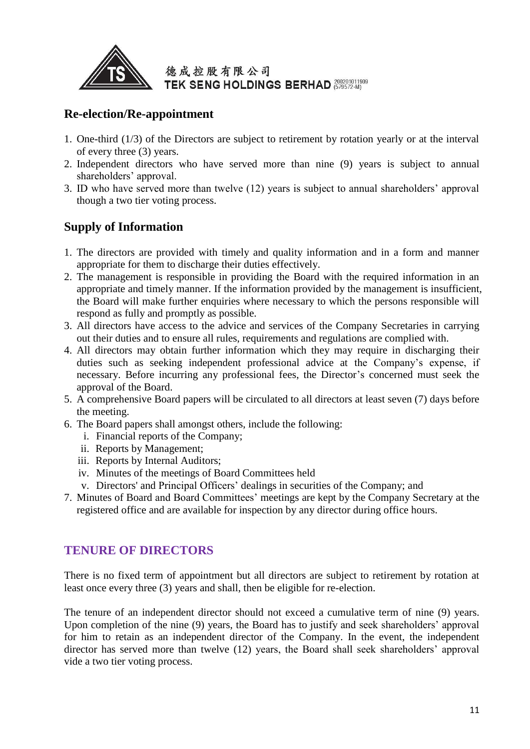## Re-election/Re-appointment

1. One-third (1/3) of the Directors are subject to retirement by rotation yearly or at the interval of every three (3) years.
2. Independent directors who have served more than nine (9) years is subject to annual shareholders' approval.
3. ID who have served more than twelve (12) years is subject to annual shareholders' approval though a two tier voting process.

## Supply of Information

1. The directors are provided with timely and quality information and in a form and manner appropriate for them to discharge their duties effectively.
2. The management is responsible in providing the Board with the required information in an appropriate and timely manner. If the information provided by the management is insufficient, the Board will make further enquiries where necessary to which the persons responsible will respond as fully and promptly as possible.
3. All directors have access to the advice and services of the Company Secretaries in carrying out their duties and to ensure all rules, requirements and regulations are complied with.
4. All directors may obtain further information which they may require in discharging their duties such as seeking independent professional advice at the Company's expense, if necessary. Before incurring any professional fees, the Director's concerned must seek the approval of the Board.
5. A comprehensive Board papers will be circulated to all directors at least seven (7) days before the meeting.
6. The Board papers shall amongst others, include the following:
   1. Financial reports of the Company;
   2. Reports by Management;
   3. Reports by Internal Auditors;
   4. Minutes of the meetings of Board Committees held
   5. Directors' and Principal Officers' dealings in securities of the Company; and
7. Minutes of Board and Board Committees' meetings are kept by the Company Secretary at the registered office and are available for inspection by any director during office hours.

## TENURE OF DIRECTORS

There is no fixed term of appointment but all directors are subject to retirement by rotation at least once every three (3) years and shall, then be eligible for re-election.

The tenure of an independent director should not exceed a cumulative term of nine (9) years. Upon completion of the nine (9) years, the Board has to justify and seek shareholders' approval for him to retain as an independent director of the Company. In the event, the independent director has served more than twelve (12) years, the Board shall seek shareholders' approval vide a two tier voting process.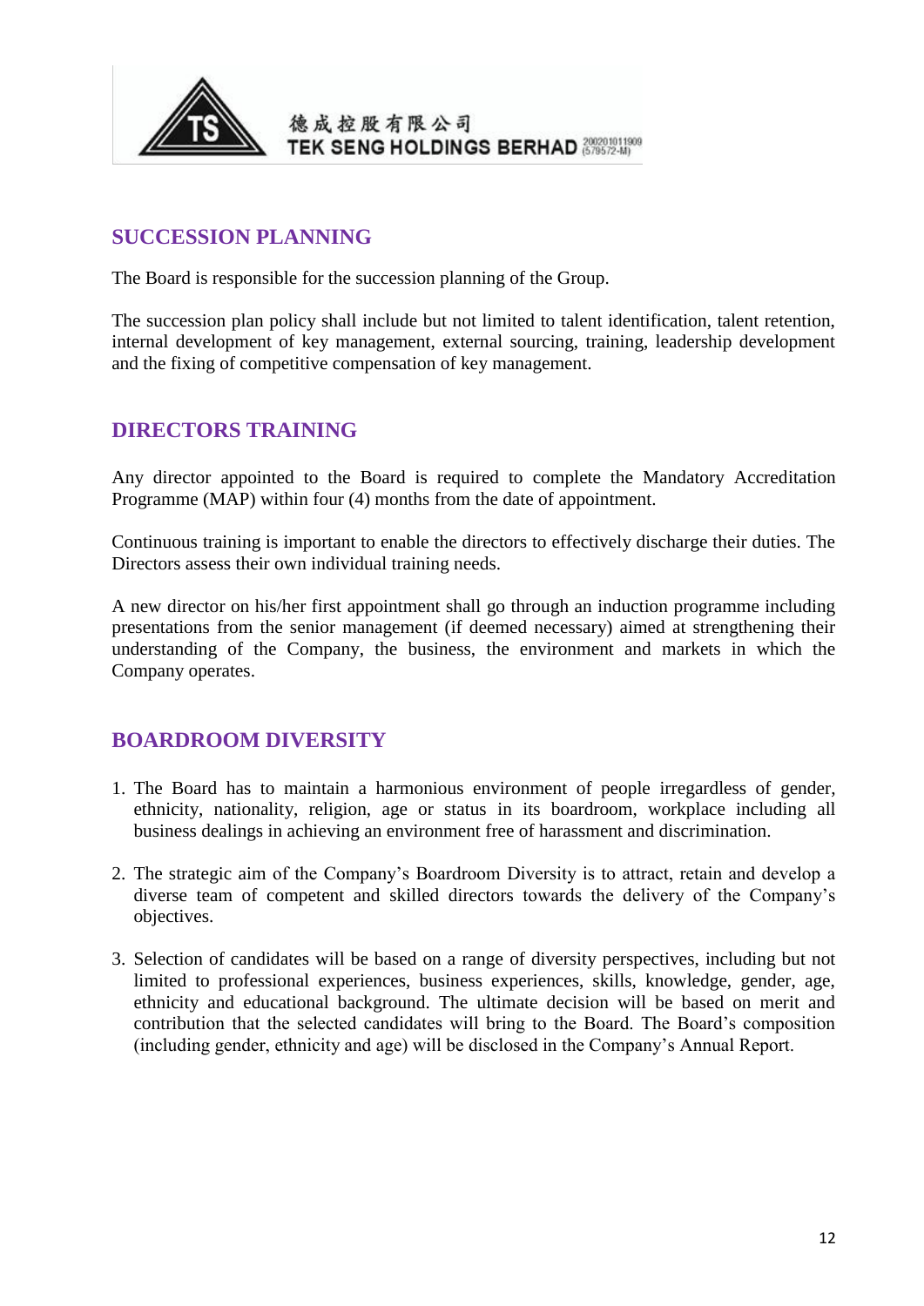## SUCCESSION PLANNING

The Board is responsible for the succession planning of the Group.

The succession plan policy shall include but not limited to talent identification, talent retention, internal development of key management, external sourcing, training, leadership development and the fixing of competitive compensation of key management.

## DIRECTORS TRAINING

Any director appointed to the Board is required to complete the Mandatory Accreditation Programme (MAP) within four (4) months from the date of appointment.

Continuous training is important to enable the directors to effectively discharge their duties. The Directors assess their own individual training needs.

A new director on his/her first appointment shall go through an induction programme including presentations from the senior management (if deemed necessary) aimed at strengthening their understanding of the Company, the business, the environment and markets in which the Company operates.

## BOARDROOM DIVERSITY

1. The Board has to maintain a harmonious environment of people irregardless of gender, ethnicity, nationality, religion, age or status in its boardroom, workplace including all business dealings in achieving an environment free of harassment and discrimination.

2. The strategic aim of the Company's Boardroom Diversity is to attract, retain and develop a diverse team of competent and skilled directors towards the delivery of the Company's objectives.

3. Selection of candidates will be based on a range of diversity perspectives, including but not limited to professional experiences, business experiences, skills, knowledge, gender, age, ethnicity and educational background. The ultimate decision will be based on merit and contribution that the selected candidates will bring to the Board. The Board's composition (including gender, ethnicity and age) will be disclosed in the Company's Annual Report.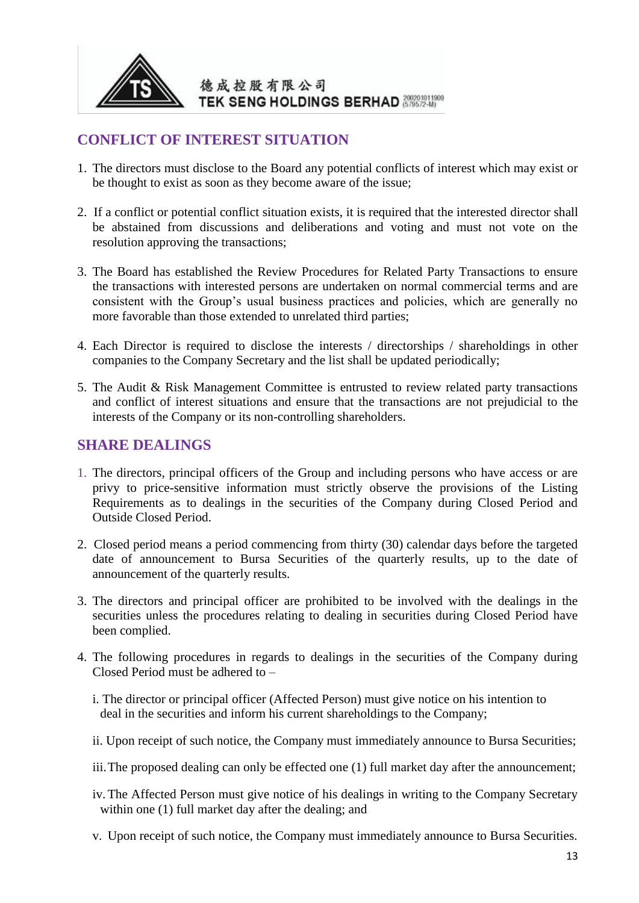## CONFLICT OF INTEREST SITUATION

1. The directors must disclose to the Board any potential conflicts of interest which may exist or be thought to exist as soon as they become aware of the issue;

2. If a conflict or potential conflict situation exists, it is required that the interested director shall be abstained from discussions and deliberations and voting and must not vote on the resolution approving the transactions;

3. The Board has established the Review Procedures for Related Party Transactions to ensure the transactions with interested persons are undertaken on normal commercial terms and are consistent with the Group's usual business practices and policies, which are generally no more favorable than those extended to unrelated third parties;

4. Each Director is required to disclose the interests / directorships / shareholdings in other companies to the Company Secretary and the list shall be updated periodically;

5. The Audit & Risk Management Committee is entrusted to review related party transactions and conflict of interest situations and ensure that the transactions are not prejudicial to the interests of the Company or its non-controlling shareholders.

## SHARE DEALINGS

1. The directors, principal officers of the Group and including persons who have access or are privy to price-sensitive information must strictly observe the provisions of the Listing Requirements as to dealings in the securities of the Company during Closed Period and Outside Closed Period.

2. Closed period means a period commencing from thirty (30) calendar days before the targeted date of announcement to Bursa Securities of the quarterly results, up to the date of announcement of the quarterly results.

3. The directors and principal officer are prohibited to be involved with the dealings in the securities unless the procedures relating to dealing in securities during Closed Period have been complied.

4. The following procedures in regards to dealings in the securities of the Company during Closed Period must be adhered to –

   i. The director or principal officer (Affected Person) must give notice on his intention to deal in the securities and inform his current shareholdings to the Company;

   ii. Upon receipt of such notice, the Company must immediately announce to Bursa Securities;

   iii. The proposed dealing can only be effected one (1) full market day after the announcement;

   iv. The Affected Person must give notice of his dealings in writing to the Company Secretary within one (1) full market day after the dealing; and

   v. Upon receipt of such notice, the Company must immediately announce to Bursa Securities.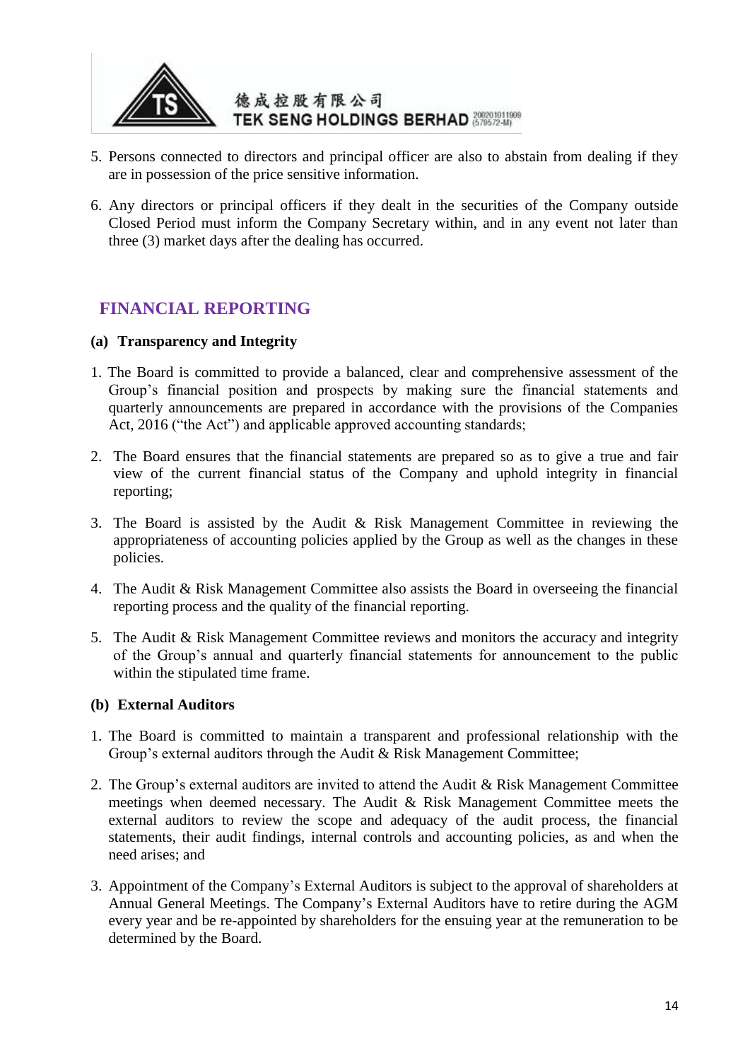5. Persons connected to directors and principal officer are also to abstain from dealing if they are in possession of the price sensitive information.

6. Any directors or principal officers if they dealt in the securities of the Company outside Closed Period must inform the Company Secretary within, and in any event not later than three (3) market days after the dealing has occurred.

## FINANCIAL REPORTING

**(a) Transparency and Integrity**

1. The Board is committed to provide a balanced, clear and comprehensive assessment of the Group's financial position and prospects by making sure the financial statements and quarterly announcements are prepared in accordance with the provisions of the Companies Act, 2016 ("the Act") and applicable approved accounting standards;

2. The Board ensures that the financial statements are prepared so as to give a true and fair view of the current financial status of the Company and uphold integrity in financial reporting;

3. The Board is assisted by the Audit & Risk Management Committee in reviewing the appropriateness of accounting policies applied by the Group as well as the changes in these policies.

4. The Audit & Risk Management Committee also assists the Board in overseeing the financial reporting process and the quality of the financial reporting.

5. The Audit & Risk Management Committee reviews and monitors the accuracy and integrity of the Group's annual and quarterly financial statements for announcement to the public within the stipulated time frame.

**(b) External Auditors**

1. The Board is committed to maintain a transparent and professional relationship with the Group's external auditors through the Audit & Risk Management Committee;

2. The Group's external auditors are invited to attend the Audit & Risk Management Committee meetings when deemed necessary. The Audit & Risk Management Committee meets the external auditors to review the scope and adequacy of the audit process, the financial statements, their audit findings, internal controls and accounting policies, as and when the need arises; and

3. Appointment of the Company's External Auditors is subject to the approval of shareholders at Annual General Meetings. The Company's External Auditors have to retire during the AGM every year and be re-appointed by shareholders for the ensuing year at the remuneration to be determined by the Board.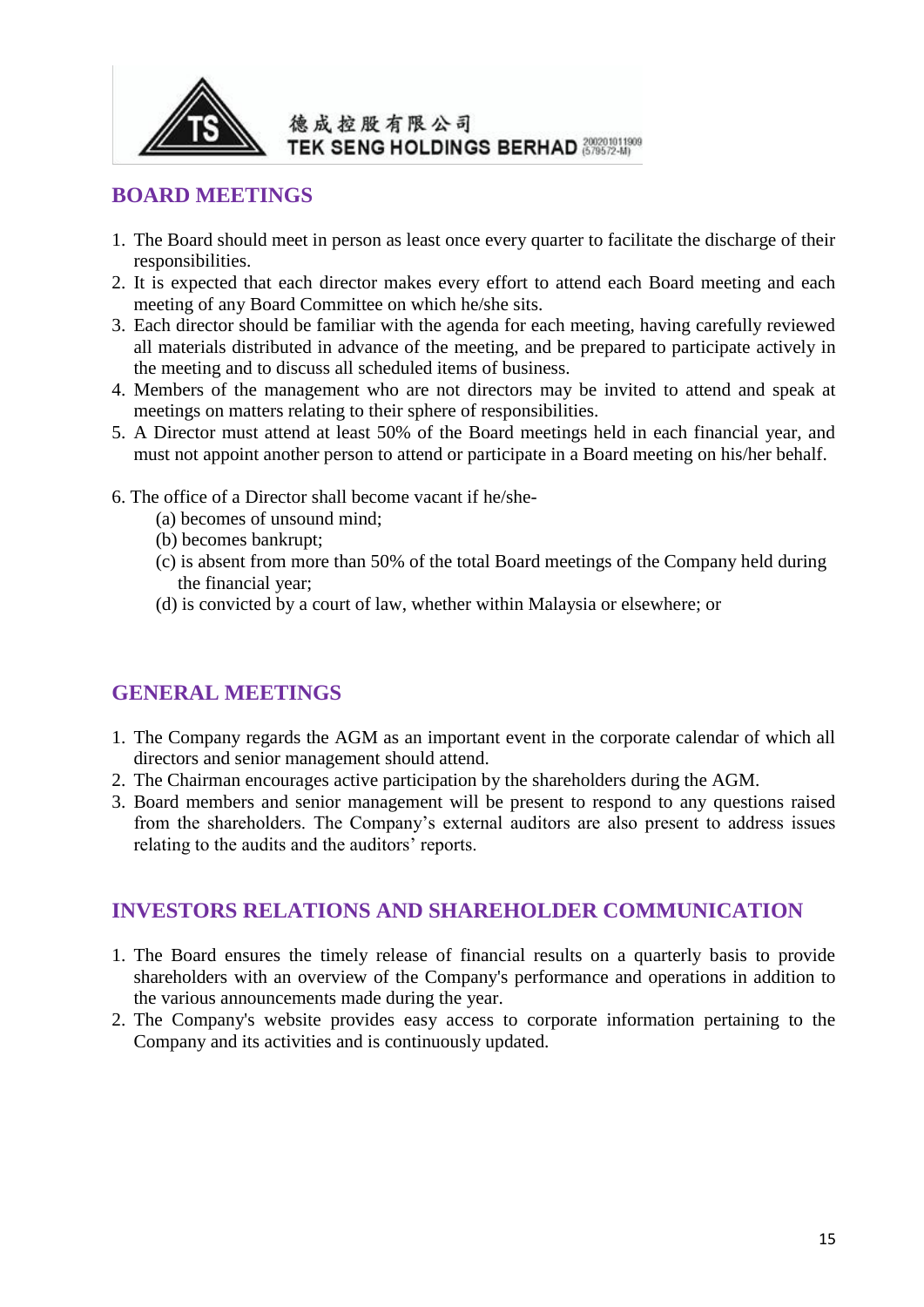## BOARD MEETINGS

1. The Board should meet in person as least once every quarter to facilitate the discharge of their responsibilities.
2. It is expected that each director makes every effort to attend each Board meeting and each meeting of any Board Committee on which he/she sits.
3. Each director should be familiar with the agenda for each meeting, having carefully reviewed all materials distributed in advance of the meeting, and be prepared to participate actively in the meeting and to discuss all scheduled items of business.
4. Members of the management who are not directors may be invited to attend and speak at meetings on matters relating to their sphere of responsibilities.
5. A Director must attend at least 50% of the Board meetings held in each financial year, and must not appoint another person to attend or participate in a Board meeting on his/her behalf.

6. The office of a Director shall become vacant if he/she-
   - (a) becomes of unsound mind;
   - (b) becomes bankrupt;
   - (c) is absent from more than 50% of the total Board meetings of the Company held during the financial year;
   - (d) is convicted by a court of law, whether within Malaysia or elsewhere; or

## GENERAL MEETINGS

1. The Company regards the AGM as an important event in the corporate calendar of which all directors and senior management should attend.
2. The Chairman encourages active participation by the shareholders during the AGM.
3. Board members and senior management will be present to respond to any questions raised from the shareholders. The Company's external auditors are also present to address issues relating to the audits and the auditors' reports.

## INVESTORS RELATIONS AND SHAREHOLDER COMMUNICATION

1. The Board ensures the timely release of financial results on a quarterly basis to provide shareholders with an overview of the Company's performance and operations in addition to the various announcements made during the year.
2. The Company's website provides easy access to corporate information pertaining to the Company and its activities and is continuously updated.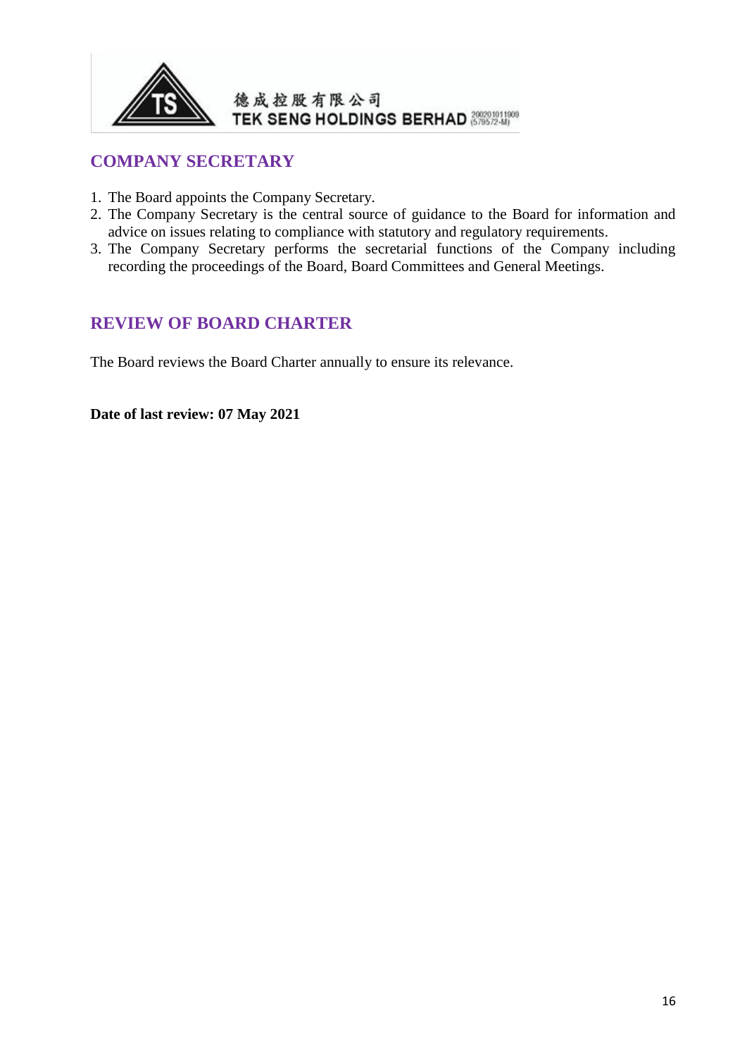## COMPANY SECRETARY

1. The Board appoints the Company Secretary.
2. The Company Secretary is the central source of guidance to the Board for information and advice on issues relating to compliance with statutory and regulatory requirements.
3. The Company Secretary performs the secretarial functions of the Company including recording the proceedings of the Board, Board Committees and General Meetings.

## REVIEW OF BOARD CHARTER

The Board reviews the Board Charter annually to ensure its relevance.

**Date of last review: 07 May 2021**